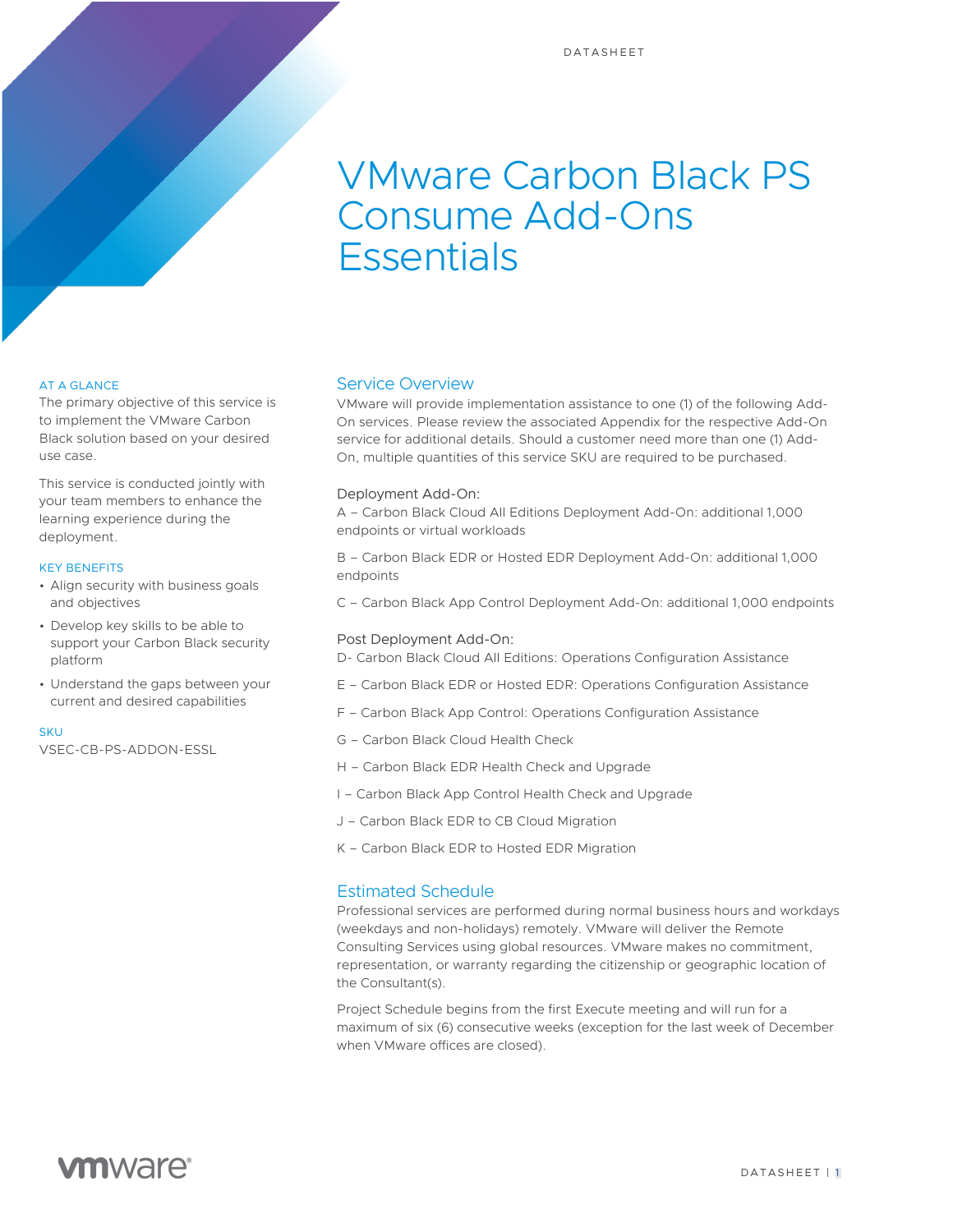# VMware Carbon Black PS Consume Add-Ons Essentials

## AT A GLANCE

The primary objective of this service is to implement the VMware Carbon Black solution based on your desired use case.

This service is conducted jointly with your team members to enhance the learning experience during the deployment.

## KEY BENEFITS

- Align security with business goals and objectives
- Develop key skills to be able to support your Carbon Black security platform
- Understand the gaps between your current and desired capabilities

## SKU

VSEC-CB-PS-ADDON-ESSL

## Service Overview

VMware will provide implementation assistance to one (1) of the following Add-On services. Please review the associated Appendix for the respective Add-On service for additional details. Should a customer need more than one (1) Add-On, multiple quantities of this service SKU are required to be purchased.

### Deployment Add-On:

A – Carbon Black Cloud All Editions Deployment Add-On: additional 1,000 endpoints or virtual workloads

B – Carbon Black EDR or Hosted EDR Deployment Add-On: additional 1,000 endpoints

C – Carbon Black App Control Deployment Add-On: additional 1,000 endpoints

### Post Deployment Add-On:

D- Carbon Black Cloud All Editions: Operations Configuration Assistance

E – Carbon Black EDR or Hosted EDR: Operations Configuration Assistance

F – Carbon Black App Control: Operations Configuration Assistance

G – Carbon Black Cloud Health Check

H – Carbon Black EDR Health Check and Upgrade

I – Carbon Black App Control Health Check and Upgrade

J – Carbon Black EDR to CB Cloud Migration

K – Carbon Black EDR to Hosted EDR Migration

## Estimated Schedule

Professional services are performed during normal business hours and workdays (weekdays and non-holidays) remotely. VMware will deliver the Remote Consulting Services using global resources. VMware makes no commitment, representation, or warranty regarding the citizenship or geographic location of the Consultant(s).

Project Schedule begins from the first Execute meeting and will run for a maximum of six (6) consecutive weeks (exception for the last week of December when VMware offices are closed).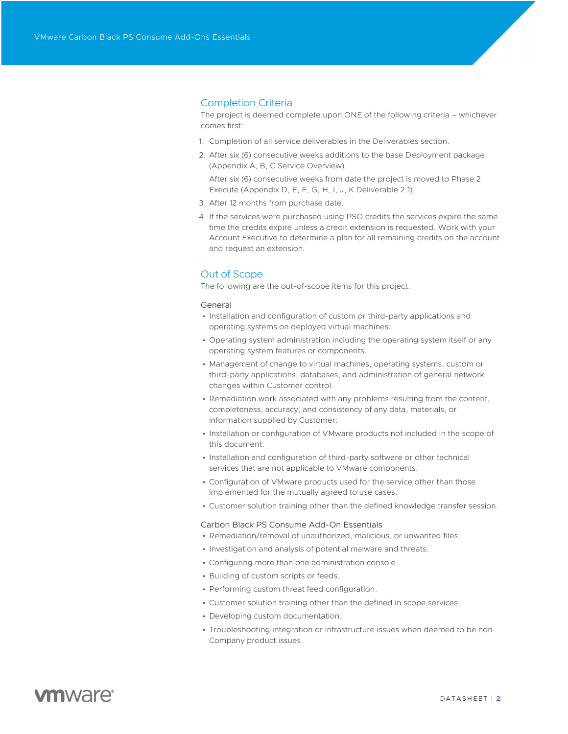## Completion Criteria

The project is deemed complete upon ONE of the following criteria – whichever comes first:

1. Completion of all service deliverables in the Deliverables section.
2. After six (6) consecutive weeks additions to the base Deployment package (Appendix A, B, C Service Overview).

   After six (6) consecutive weeks from date the project is moved to Phase 2 Execute (Appendix D, E, F, G, H, I, J, K Deliverable 2.1).
3. After 12 months from purchase date.
4. If the services were purchased using PSO credits the services expire the same time the credits expire unless a credit extension is requested. Work with your Account Executive to determine a plan for all remaining credits on the account and request an extension.

## Out of Scope

The following are the out-of-scope items for this project.

### General

- Installation and configuration of custom or third-party applications and operating systems on deployed virtual machines.
- Operating system administration including the operating system itself or any operating system features or components.
- Management of change to virtual machines, operating systems, custom or third-party applications, databases, and administration of general network changes within Customer control.
- Remediation work associated with any problems resulting from the content, completeness, accuracy, and consistency of any data, materials, or information supplied by Customer.
- Installation or configuration of VMware products not included in the scope of this document.
- Installation and configuration of third-party software or other technical services that are not applicable to VMware components.
- Configuration of VMware products used for the service other than those implemented for the mutually agreed to use cases.
- Customer solution training other than the defined knowledge transfer session.

### Carbon Black PS Consume Add-On Essentials

- Remediation/removal of unauthorized, malicious, or unwanted files.
- Investigation and analysis of potential malware and threats.
- Configuring more than one administration console.
- Building of custom scripts or feeds.
- Performing custom threat feed configuration.
- Customer solution training other than the defined in scope services.
- Developing custom documentation.
- Troubleshooting integration or infrastructure issues when deemed to be non-Company product issues.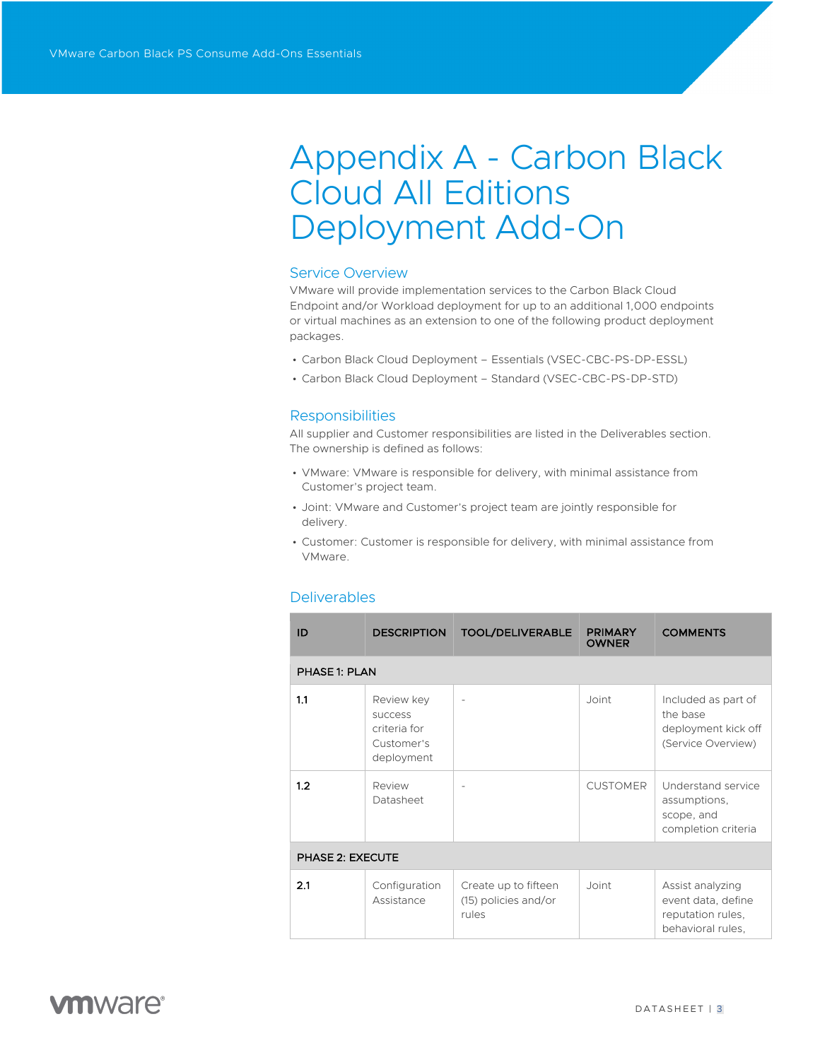# Appendix A - Carbon Black Cloud All Editions Deployment Add-On

## Service Overview

VMware will provide implementation services to the Carbon Black Cloud Endpoint and/or Workload deployment for up to an additional 1,000 endpoints or virtual machines as an extension to one of the following product deployment packages.

- Carbon Black Cloud Deployment – Essentials (VSEC-CBC-PS-DP-ESSL)
- Carbon Black Cloud Deployment – Standard (VSEC-CBC-PS-DP-STD)

## Responsibilities

All supplier and Customer responsibilities are listed in the Deliverables section. The ownership is defined as follows:

- VMware: VMware is responsible for delivery, with minimal assistance from Customer's project team.
- Joint: VMware and Customer's project team are jointly responsible for delivery.
- Customer: Customer is responsible for delivery, with minimal assistance from VMware.

## Deliverables

| ID | DESCRIPTION | TOOL/DELIVERABLE | PRIMARY OWNER | COMMENTS |
|---|---|---|---|---|
| **PHASE 1: PLAN** | | | | |
| 1.1 | Review key success criteria for Customer's deployment | - | Joint | Included as part of the base deployment kick off (Service Overview) |
| 1.2 | Review Datasheet | - | CUSTOMER | Understand service assumptions, scope, and completion criteria |
| **PHASE 2: EXECUTE** | | | | |
| 2.1 | Configuration Assistance | Create up to fifteen (15) policies and/or rules | Joint | Assist analyzing event data, define reputation rules, behavioral rules, |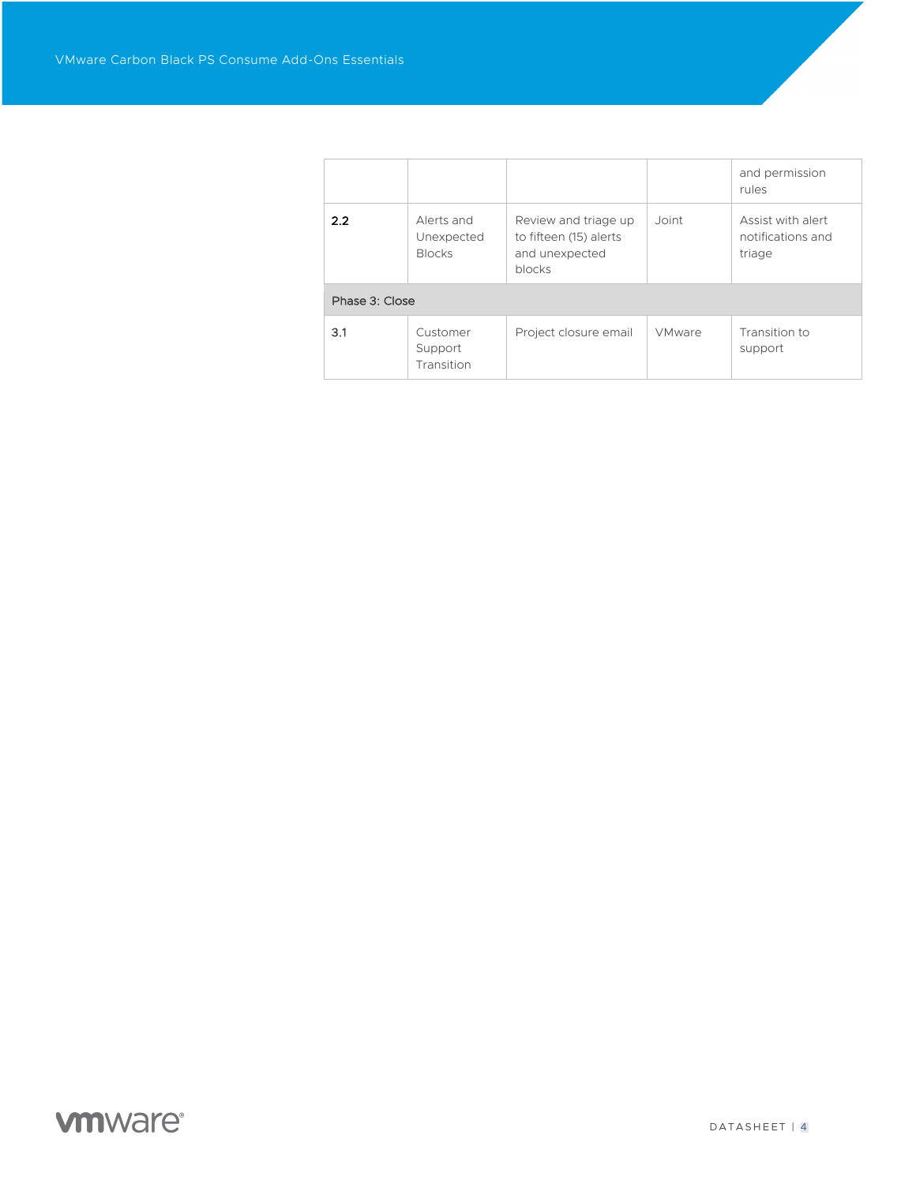| | | | | and permission rules |
|---|---|---|---|---|
| 2.2 | Alerts and Unexpected Blocks | Review and triage up to fifteen (15) alerts and unexpected blocks | Joint | Assist with alert notifications and triage |
| Phase 3: Close | | | | |
| 3.1 | Customer Support Transition | Project closure email | VMware | Transition to support |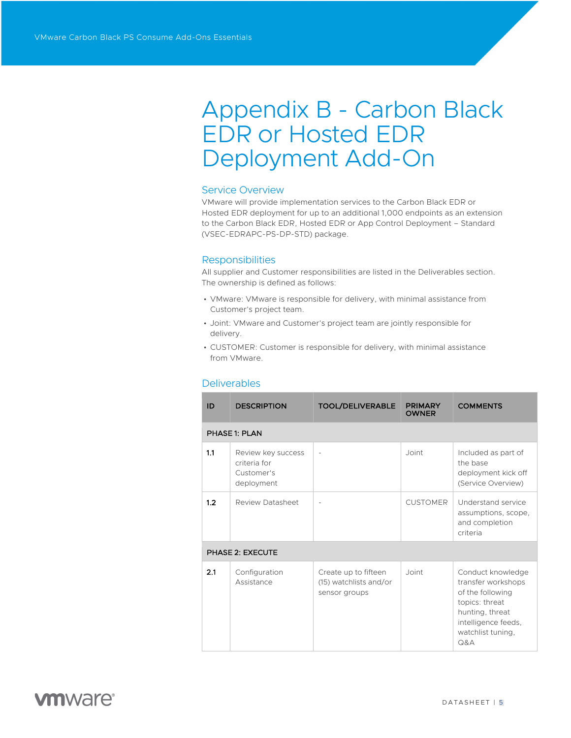# Appendix B - Carbon Black EDR or Hosted EDR Deployment Add-On

## Service Overview

VMware will provide implementation services to the Carbon Black EDR or Hosted EDR deployment for up to an additional 1,000 endpoints as an extension to the Carbon Black EDR, Hosted EDR or App Control Deployment – Standard (VSEC-EDRAPC-PS-DP-STD) package.

## Responsibilities

All supplier and Customer responsibilities are listed in the Deliverables section. The ownership is defined as follows:

- VMware: VMware is responsible for delivery, with minimal assistance from Customer's project team.
- Joint: VMware and Customer's project team are jointly responsible for delivery.
- CUSTOMER: Customer is responsible for delivery, with minimal assistance from VMware.

## Deliverables

| ID | DESCRIPTION | TOOL/DELIVERABLE | PRIMARY OWNER | COMMENTS |
|---|---|---|---|---|
| **PHASE 1: PLAN** | | | | |
| 1.1 | Review key success criteria for Customer's deployment | - | Joint | Included as part of the base deployment kick off (Service Overview) |
| 1.2 | Review Datasheet | - | CUSTOMER | Understand service assumptions, scope, and completion criteria |
| **PHASE 2: EXECUTE** | | | | |
| 2.1 | Configuration Assistance | Create up to fifteen (15) watchlists and/or sensor groups | Joint | Conduct knowledge transfer workshops of the following topics: threat hunting, threat intelligence feeds, watchlist tuning, Q&A |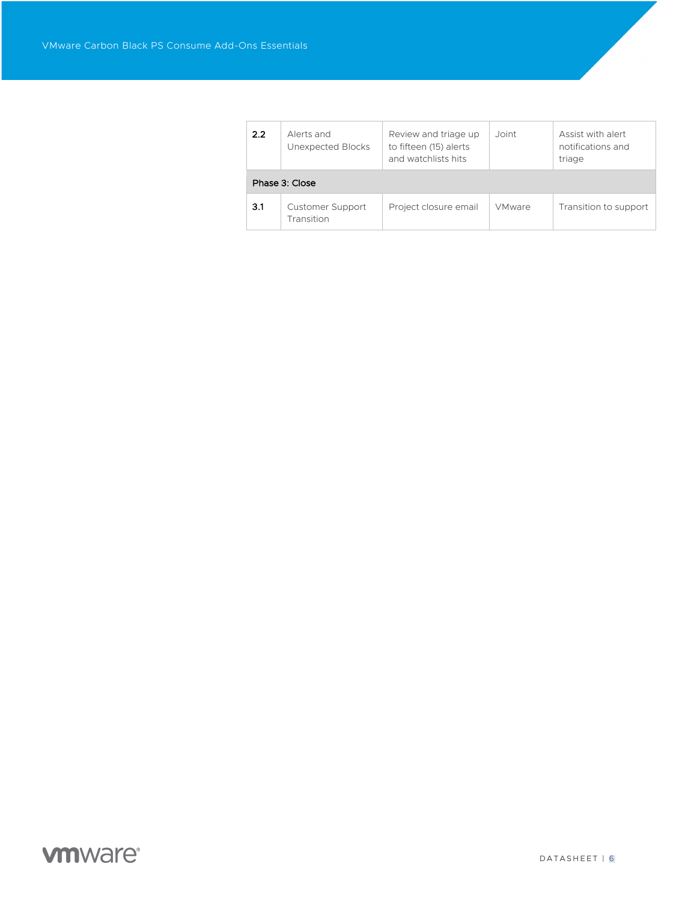| | | | | |
|---|---|---|---|---|
| **2.2** | Alerts and Unexpected Blocks | Review and triage up to fifteen (15) alerts and watchlists hits | Joint | Assist with alert notifications and triage |
| **Phase 3: Close** | | | | |
| **3.1** | Customer Support Transition | Project closure email | VMware | Transition to support |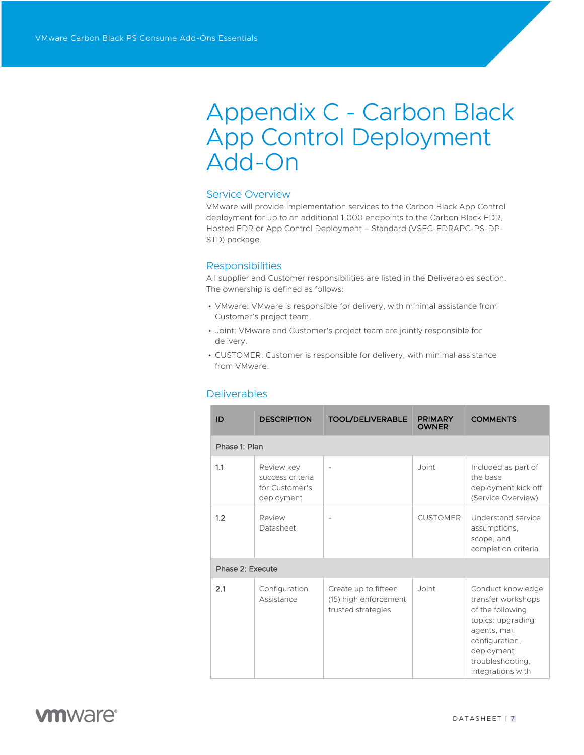# Appendix C - Carbon Black App Control Deployment Add-On

## Service Overview

VMware will provide implementation services to the Carbon Black App Control deployment for up to an additional 1,000 endpoints to the Carbon Black EDR, Hosted EDR or App Control Deployment – Standard (VSEC-EDRAPC-PS-DP-STD) package.

## Responsibilities

All supplier and Customer responsibilities are listed in the Deliverables section. The ownership is defined as follows:

- VMware: VMware is responsible for delivery, with minimal assistance from Customer's project team.
- Joint: VMware and Customer's project team are jointly responsible for delivery.
- CUSTOMER: Customer is responsible for delivery, with minimal assistance from VMware.

## Deliverables

| ID | DESCRIPTION | TOOL/DELIVERABLE | PRIMARY OWNER | COMMENTS |
|---|---|---|---|---|
| Phase 1: Plan | | | | |
| 1.1 | Review key success criteria for Customer's deployment | - | Joint | Included as part of the base deployment kick off (Service Overview) |
| 1.2 | Review Datasheet | - | CUSTOMER | Understand service assumptions, scope, and completion criteria |
| Phase 2: Execute | | | | |
| 2.1 | Configuration Assistance | Create up to fifteen (15) high enforcement trusted strategies | Joint | Conduct knowledge transfer workshops of the following topics: upgrading agents, mail configuration, deployment troubleshooting, integrations with |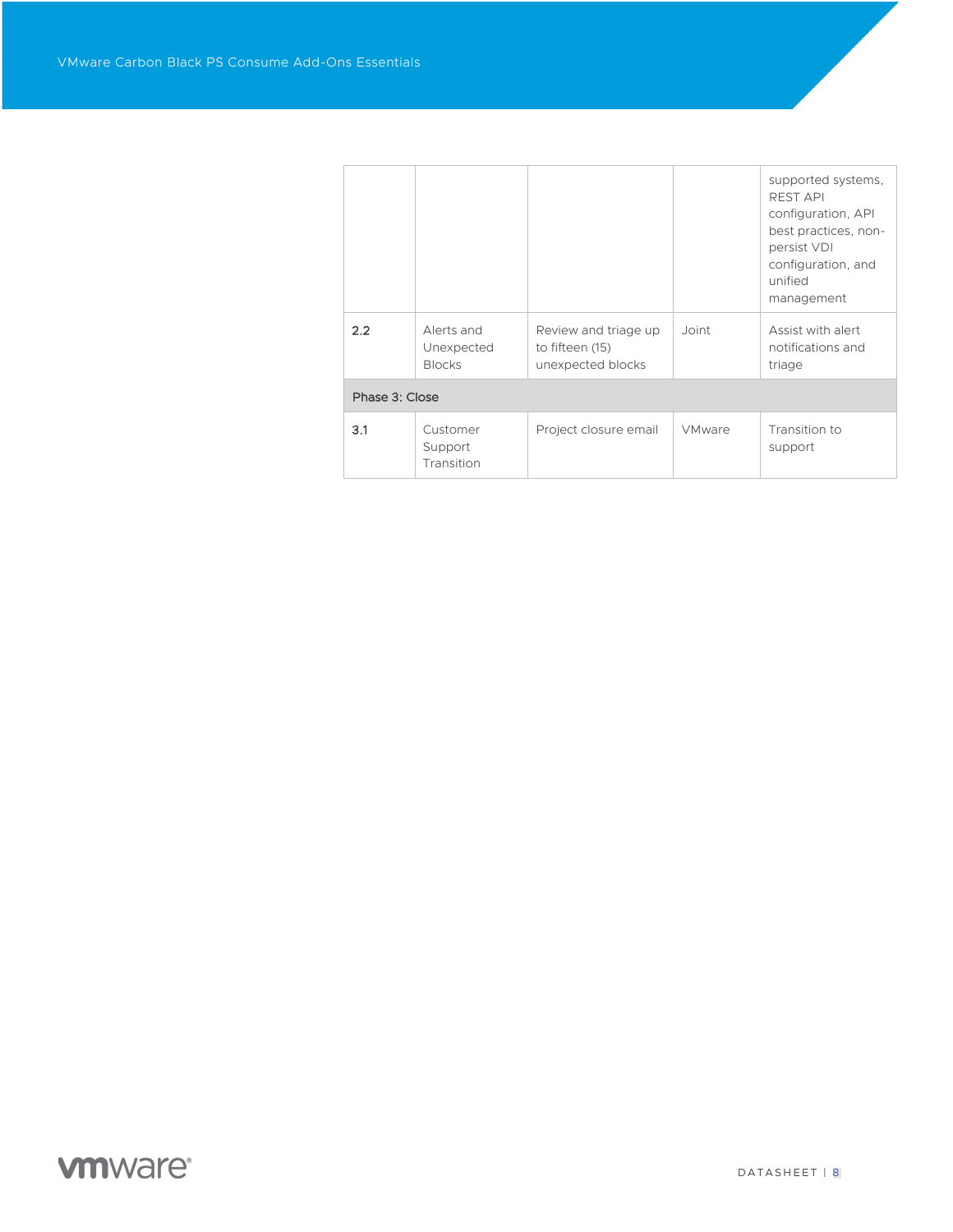| | | | | |
|---|---|---|---|---|
| | | | | supported systems, REST API configuration, API best practices, non-persist VDI configuration, and unified management |
| 2.2 | Alerts and Unexpected Blocks | Review and triage up to fifteen (15) unexpected blocks | Joint | Assist with alert notifications and triage |
| Phase 3: Close | | | | |
| 3.1 | Customer Support Transition | Project closure email | VMware | Transition to support |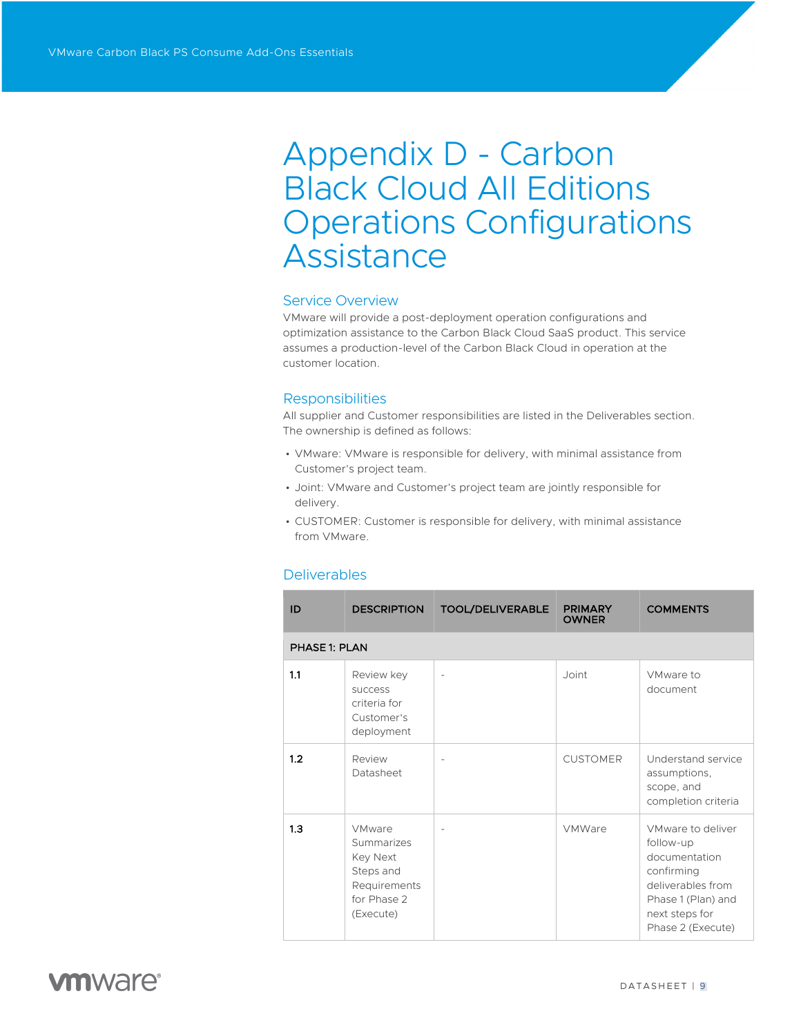# Appendix D - Carbon Black Cloud All Editions Operations Configurations Assistance

## Service Overview

VMware will provide a post-deployment operation configurations and optimization assistance to the Carbon Black Cloud SaaS product. This service assumes a production-level of the Carbon Black Cloud in operation at the customer location.

## Responsibilities

All supplier and Customer responsibilities are listed in the Deliverables section. The ownership is defined as follows:

- VMware: VMware is responsible for delivery, with minimal assistance from Customer's project team.
- Joint: VMware and Customer's project team are jointly responsible for delivery.
- CUSTOMER: Customer is responsible for delivery, with minimal assistance from VMware.

## Deliverables

| ID | DESCRIPTION | TOOL/DELIVERABLE | PRIMARY OWNER | COMMENTS |
|---|---|---|---|---|
| **PHASE 1: PLAN** | | | | |
| 1.1 | Review key success criteria for Customer's deployment | - | Joint | VMware to document |
| 1.2 | Review Datasheet | - | CUSTOMER | Understand service assumptions, scope, and completion criteria |
| 1.3 | VMware Summarizes Key Next Steps and Requirements for Phase 2 (Execute) | - | VMWare | VMware to deliver follow-up documentation confirming deliverables from Phase 1 (Plan) and next steps for Phase 2 (Execute) |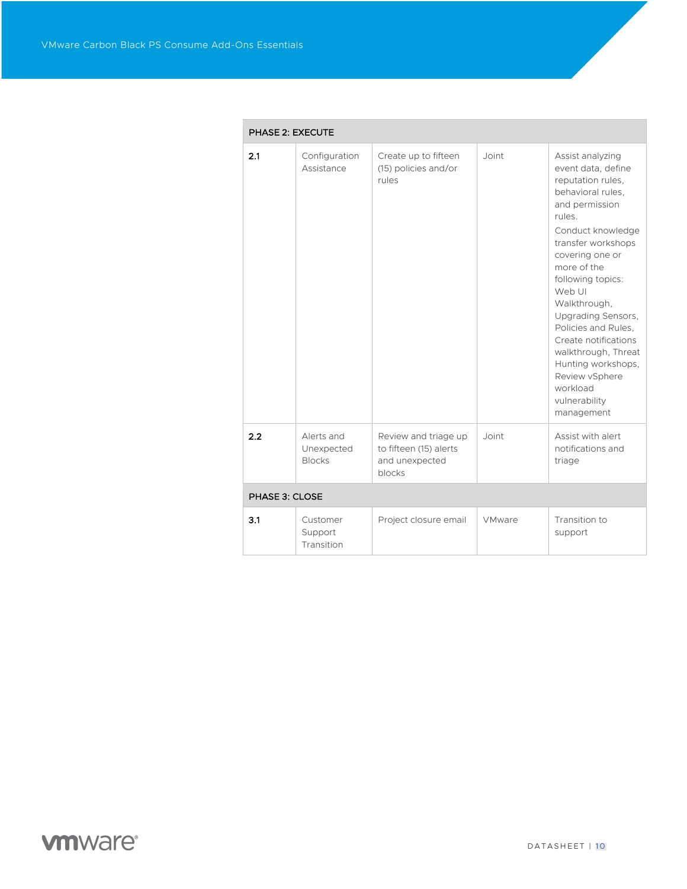| PHASE 2: EXECUTE | | | | |
|---|---|---|---|---|
| **2.1** | Configuration Assistance | Create up to fifteen (15) policies and/or rules | Joint | Assist analyzing event data, define reputation rules, behavioral rules, and permission rules. Conduct knowledge transfer workshops covering one or more of the following topics: Web UI Walkthrough, Upgrading Sensors, Policies and Rules, Create notifications walkthrough, Threat Hunting workshops, Review vSphere workload vulnerability management |
| **2.2** | Alerts and Unexpected Blocks | Review and triage up to fifteen (15) alerts and unexpected blocks | Joint | Assist with alert notifications and triage |
| **PHASE 3: CLOSE** | | | | |
| **3.1** | Customer Support Transition | Project closure email | VMware | Transition to support |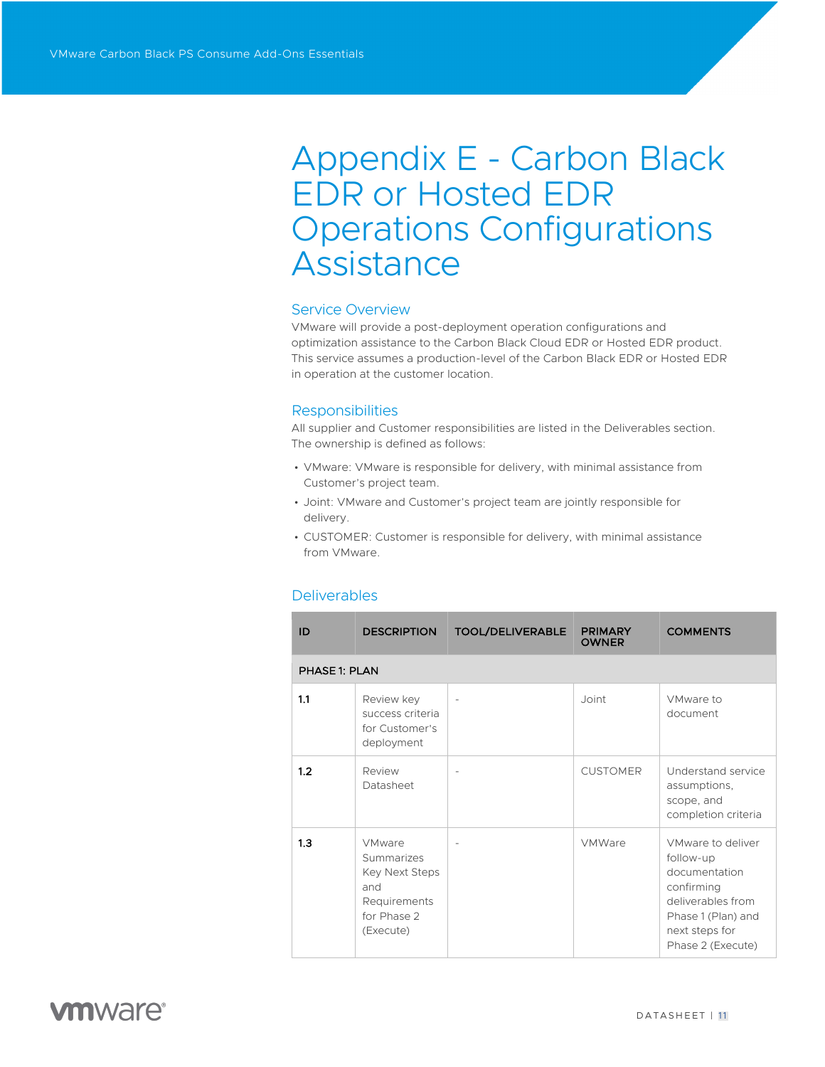# Appendix E - Carbon Black EDR or Hosted EDR Operations Configurations Assistance

## Service Overview

VMware will provide a post-deployment operation configurations and optimization assistance to the Carbon Black Cloud EDR or Hosted EDR product. This service assumes a production-level of the Carbon Black EDR or Hosted EDR in operation at the customer location.

## Responsibilities

All supplier and Customer responsibilities are listed in the Deliverables section. The ownership is defined as follows:

- VMware: VMware is responsible for delivery, with minimal assistance from Customer's project team.
- Joint: VMware and Customer's project team are jointly responsible for delivery.
- CUSTOMER: Customer is responsible for delivery, with minimal assistance from VMware.

## Deliverables

| ID | DESCRIPTION | TOOL/DELIVERABLE | PRIMARY OWNER | COMMENTS |
|---|---|---|---|---|
| **PHASE 1: PLAN** | | | | |
| 1.1 | Review key success criteria for Customer's deployment | - | Joint | VMware to document |
| 1.2 | Review Datasheet | - | CUSTOMER | Understand service assumptions, scope, and completion criteria |
| 1.3 | VMware Summarizes Key Next Steps and Requirements for Phase 2 (Execute) | - | VMWare | VMware to deliver follow-up documentation confirming deliverables from Phase 1 (Plan) and next steps for Phase 2 (Execute) |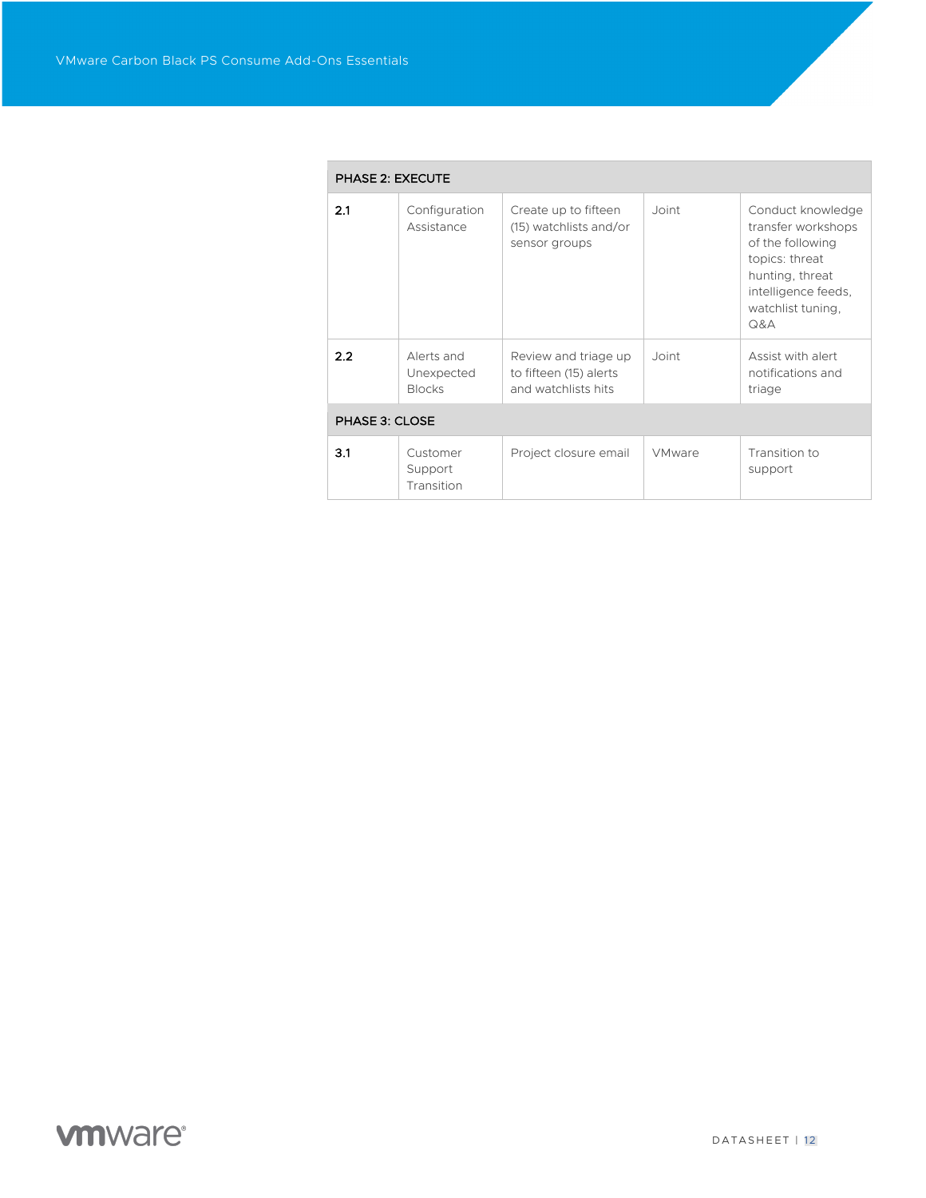| PHASE 2: EXECUTE | | | | |
|---|---|---|---|---|
| **2.1** | Configuration Assistance | Create up to fifteen (15) watchlists and/or sensor groups | Joint | Conduct knowledge transfer workshops of the following topics: threat hunting, threat intelligence feeds, watchlist tuning, Q&A |
| **2.2** | Alerts and Unexpected Blocks | Review and triage up to fifteen (15) alerts and watchlists hits | Joint | Assist with alert notifications and triage |
| **PHASE 3: CLOSE** | | | | |
| **3.1** | Customer Support Transition | Project closure email | VMware | Transition to support |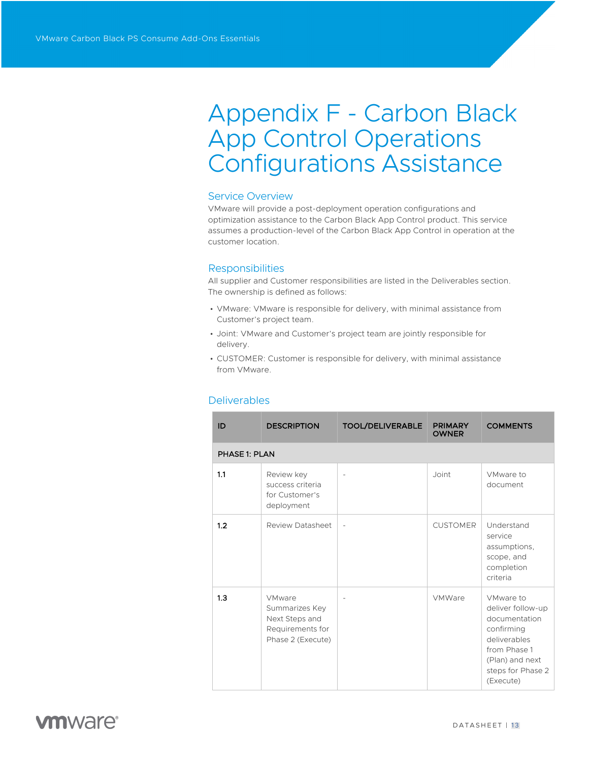# Appendix F - Carbon Black App Control Operations Configurations Assistance

## Service Overview

VMware will provide a post-deployment operation configurations and optimization assistance to the Carbon Black App Control product. This service assumes a production-level of the Carbon Black App Control in operation at the customer location.

## Responsibilities

All supplier and Customer responsibilities are listed in the Deliverables section. The ownership is defined as follows:

- VMware: VMware is responsible for delivery, with minimal assistance from Customer's project team.
- Joint: VMware and Customer's project team are jointly responsible for delivery.
- CUSTOMER: Customer is responsible for delivery, with minimal assistance from VMware.

## Deliverables

| ID | DESCRIPTION | TOOL/DELIVERABLE | PRIMARY OWNER | COMMENTS |
|---|---|---|---|---|
| **PHASE 1: PLAN** | | | | |
| **1.1** | Review key success criteria for Customer's deployment | - | Joint | VMware to document |
| **1.2** | Review Datasheet | - | CUSTOMER | Understand service assumptions, scope, and completion criteria |
| **1.3** | VMware Summarizes Key Next Steps and Requirements for Phase 2 (Execute) | - | VMWare | VMware to deliver follow-up documentation confirming deliverables from Phase 1 (Plan) and next steps for Phase 2 (Execute) |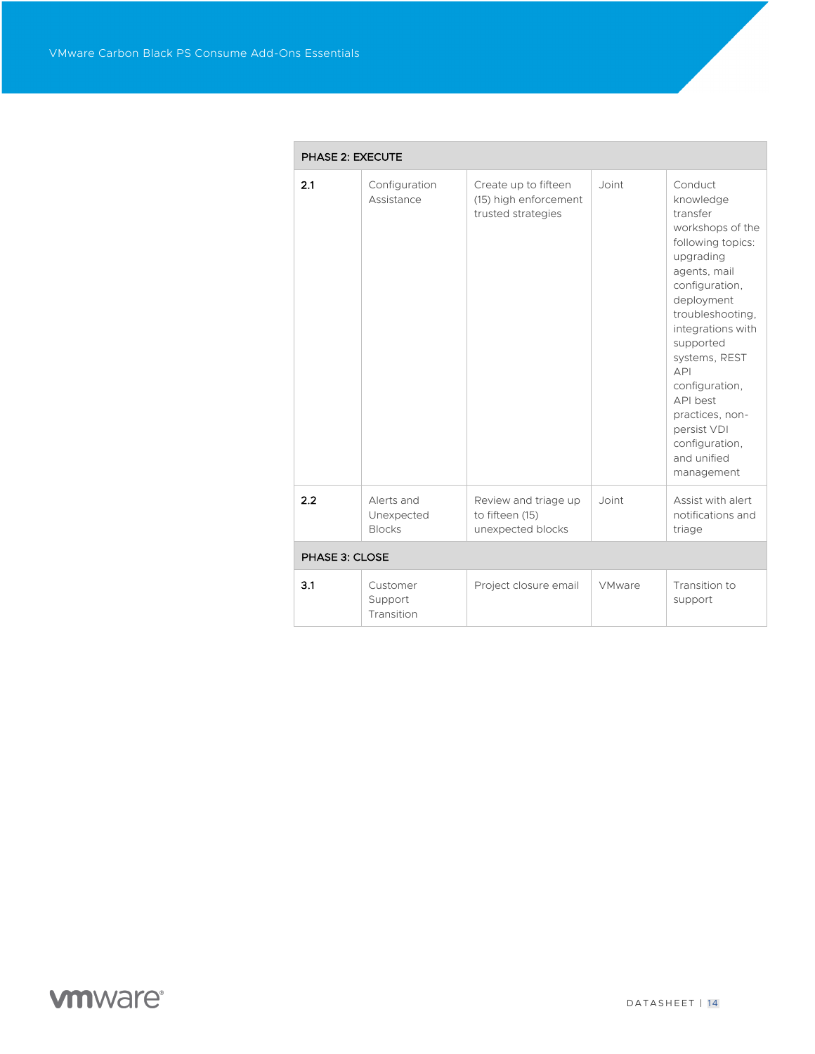| PHASE 2: EXECUTE | | | | |
|---|---|---|---|---|
| 2.1 | Configuration Assistance | Create up to fifteen (15) high enforcement trusted strategies | Joint | Conduct knowledge transfer workshops of the following topics: upgrading agents, mail configuration, deployment troubleshooting, integrations with supported systems, REST API configuration, API best practices, non-persist VDI configuration, and unified management |
| 2.2 | Alerts and Unexpected Blocks | Review and triage up to fifteen (15) unexpected blocks | Joint | Assist with alert notifications and triage |
| **PHASE 3: CLOSE** | | | | |
| 3.1 | Customer Support Transition | Project closure email | VMware | Transition to support |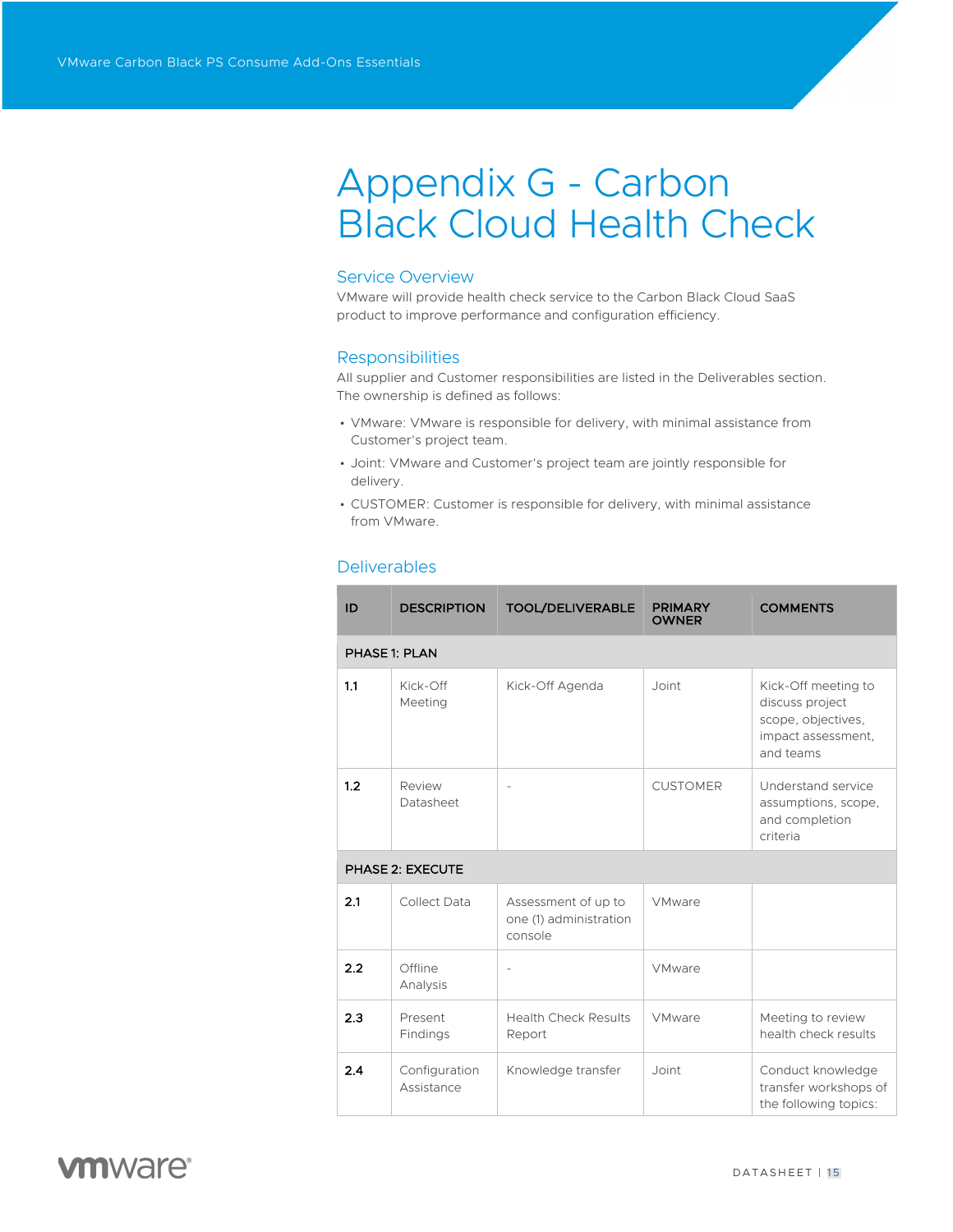# Appendix G - Carbon Black Cloud Health Check

## Service Overview

VMware will provide health check service to the Carbon Black Cloud SaaS product to improve performance and configuration efficiency.

## Responsibilities

All supplier and Customer responsibilities are listed in the Deliverables section. The ownership is defined as follows:

- VMware: VMware is responsible for delivery, with minimal assistance from Customer's project team.
- Joint: VMware and Customer's project team are jointly responsible for delivery.
- CUSTOMER: Customer is responsible for delivery, with minimal assistance from VMware.

## Deliverables

| ID | DESCRIPTION | TOOL/DELIVERABLE | PRIMARY OWNER | COMMENTS |
|---|---|---|---|---|
| **PHASE 1: PLAN** | | | | |
| 1.1 | Kick-Off Meeting | Kick-Off Agenda | Joint | Kick-Off meeting to discuss project scope, objectives, impact assessment, and teams |
| 1.2 | Review Datasheet | - | CUSTOMER | Understand service assumptions, scope, and completion criteria |
| **PHASE 2: EXECUTE** | | | | |
| 2.1 | Collect Data | Assessment of up to one (1) administration console | VMware | |
| 2.2 | Offline Analysis | - | VMware | |
| 2.3 | Present Findings | Health Check Results Report | VMware | Meeting to review health check results |
| 2.4 | Configuration Assistance | Knowledge transfer | Joint | Conduct knowledge transfer workshops of the following topics: |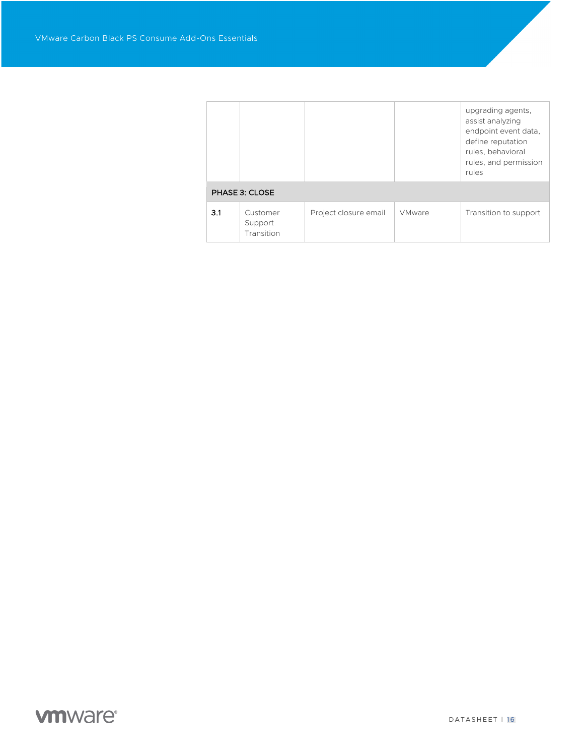| | | | | |
|---|---|---|---|---|
| | | | | upgrading agents, assist analyzing endpoint event data, define reputation rules, behavioral rules, and permission rules |
| **PHASE 3: CLOSE** | | | | |
| 3.1 | Customer Support Transition | Project closure email | VMware | Transition to support |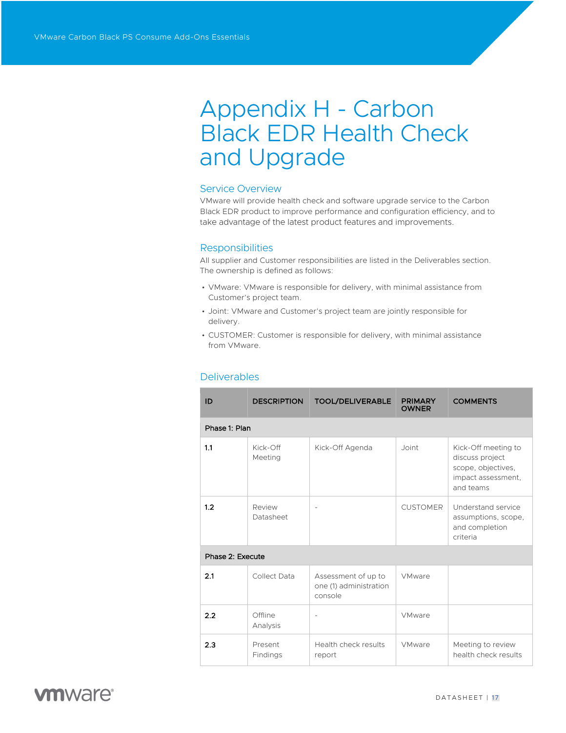# Appendix H - Carbon Black EDR Health Check and Upgrade

## Service Overview

VMware will provide health check and software upgrade service to the Carbon Black EDR product to improve performance and configuration efficiency, and to take advantage of the latest product features and improvements.

## Responsibilities

All supplier and Customer responsibilities are listed in the Deliverables section. The ownership is defined as follows:

- VMware: VMware is responsible for delivery, with minimal assistance from Customer's project team.
- Joint: VMware and Customer's project team are jointly responsible for delivery.
- CUSTOMER: Customer is responsible for delivery, with minimal assistance from VMware.

## Deliverables

| ID | DESCRIPTION | TOOL/DELIVERABLE | PRIMARY OWNER | COMMENTS |
|---|---|---|---|---|
| **Phase 1: Plan** | | | | |
| 1.1 | Kick-Off Meeting | Kick-Off Agenda | Joint | Kick-Off meeting to discuss project scope, objectives, impact assessment, and teams |
| 1.2 | Review Datasheet | - | CUSTOMER | Understand service assumptions, scope, and completion criteria |
| **Phase 2: Execute** | | | | |
| 2.1 | Collect Data | Assessment of up to one (1) administration console | VMware | |
| 2.2 | Offline Analysis | - | VMware | |
| 2.3 | Present Findings | Health check results report | VMware | Meeting to review health check results |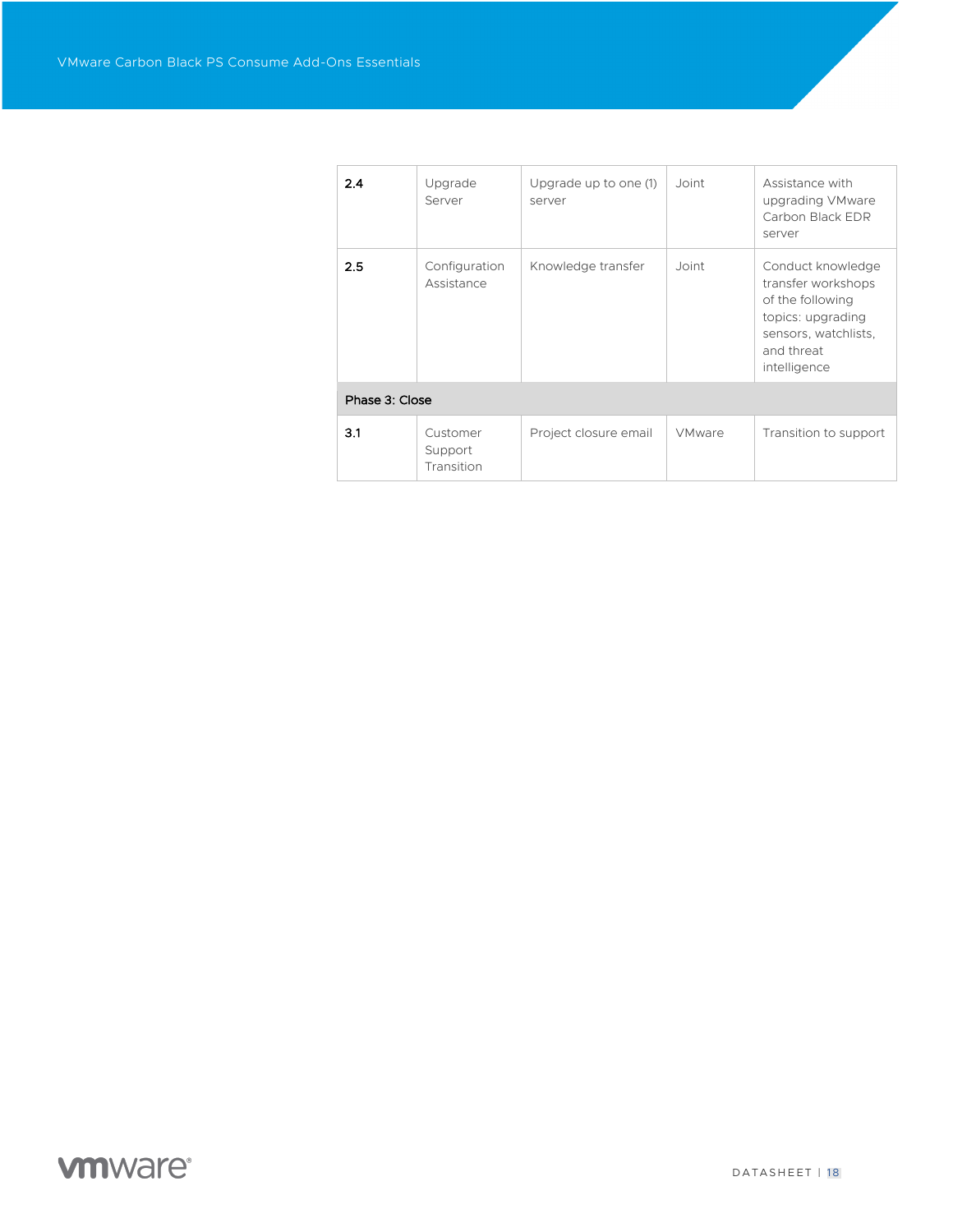| | | | | |
|---|---|---|---|---|
| **2.4** | Upgrade Server | Upgrade up to one (1) server | Joint | Assistance with upgrading VMware Carbon Black EDR server |
| **2.5** | Configuration Assistance | Knowledge transfer | Joint | Conduct knowledge transfer workshops of the following topics: upgrading sensors, watchlists, and threat intelligence |
| **Phase 3: Close** | | | | |
| **3.1** | Customer Support Transition | Project closure email | VMware | Transition to support |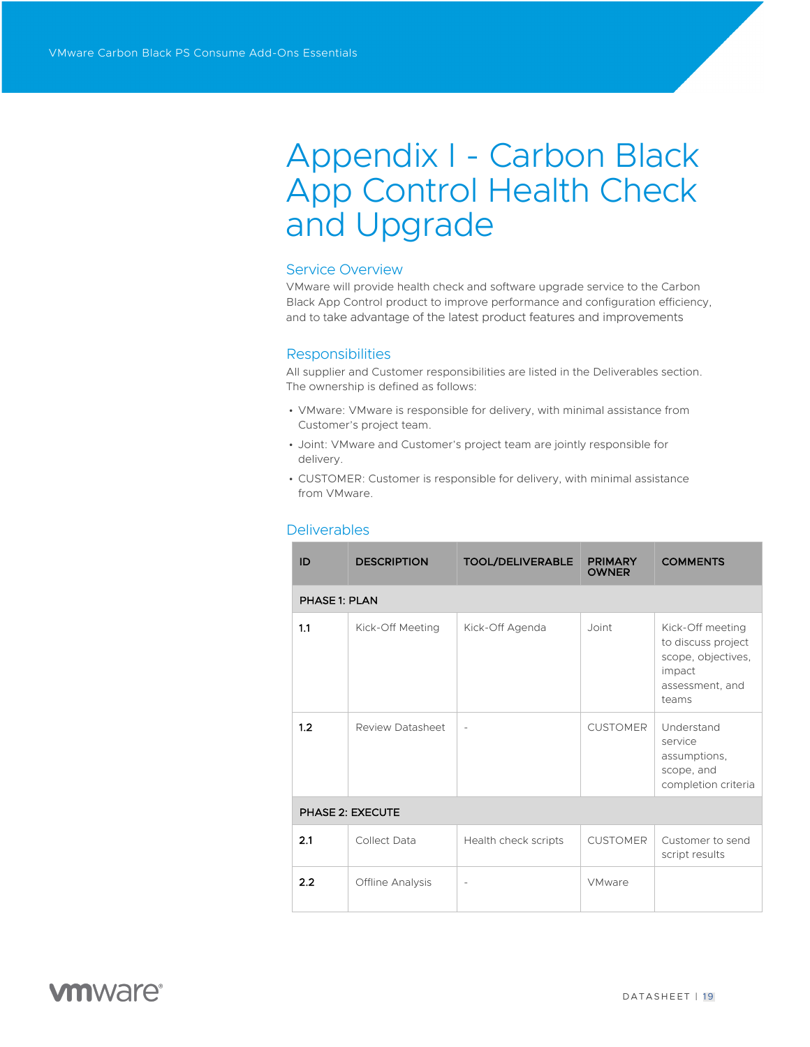# Appendix I - Carbon Black App Control Health Check and Upgrade

## Service Overview

VMware will provide health check and software upgrade service to the Carbon Black App Control product to improve performance and configuration efficiency, and to take advantage of the latest product features and improvements

## Responsibilities

All supplier and Customer responsibilities are listed in the Deliverables section. The ownership is defined as follows:

- VMware: VMware is responsible for delivery, with minimal assistance from Customer's project team.
- Joint: VMware and Customer's project team are jointly responsible for delivery.
- CUSTOMER: Customer is responsible for delivery, with minimal assistance from VMware.

## Deliverables

| ID | DESCRIPTION | TOOL/DELIVERABLE | PRIMARY OWNER | COMMENTS |
|---|---|---|---|---|
| **PHASE 1: PLAN** | | | | |
| 1.1 | Kick-Off Meeting | Kick-Off Agenda | Joint | Kick-Off meeting to discuss project scope, objectives, impact assessment, and teams |
| 1.2 | Review Datasheet | - | CUSTOMER | Understand service assumptions, scope, and completion criteria |
| **PHASE 2: EXECUTE** | | | | |
| 2.1 | Collect Data | Health check scripts | CUSTOMER | Customer to send script results |
| 2.2 | Offline Analysis | - | VMware | |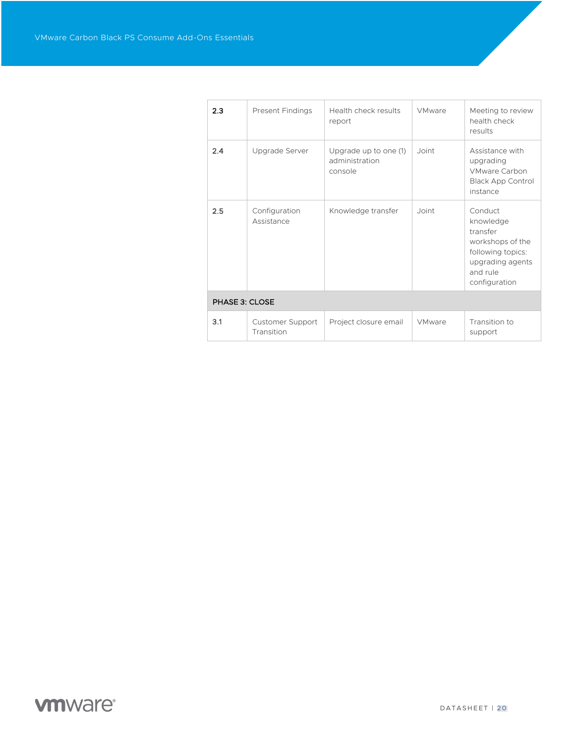| | | | | |
|---|---|---|---|---|
| 2.3 | Present Findings | Health check results report | VMware | Meeting to review health check results |
| 2.4 | Upgrade Server | Upgrade up to one (1) administration console | Joint | Assistance with upgrading VMware Carbon Black App Control instance |
| 2.5 | Configuration Assistance | Knowledge transfer | Joint | Conduct knowledge transfer workshops of the following topics: upgrading agents and rule configuration |
| **PHASE 3: CLOSE** | | | | |
| 3.1 | Customer Support Transition | Project closure email | VMware | Transition to support |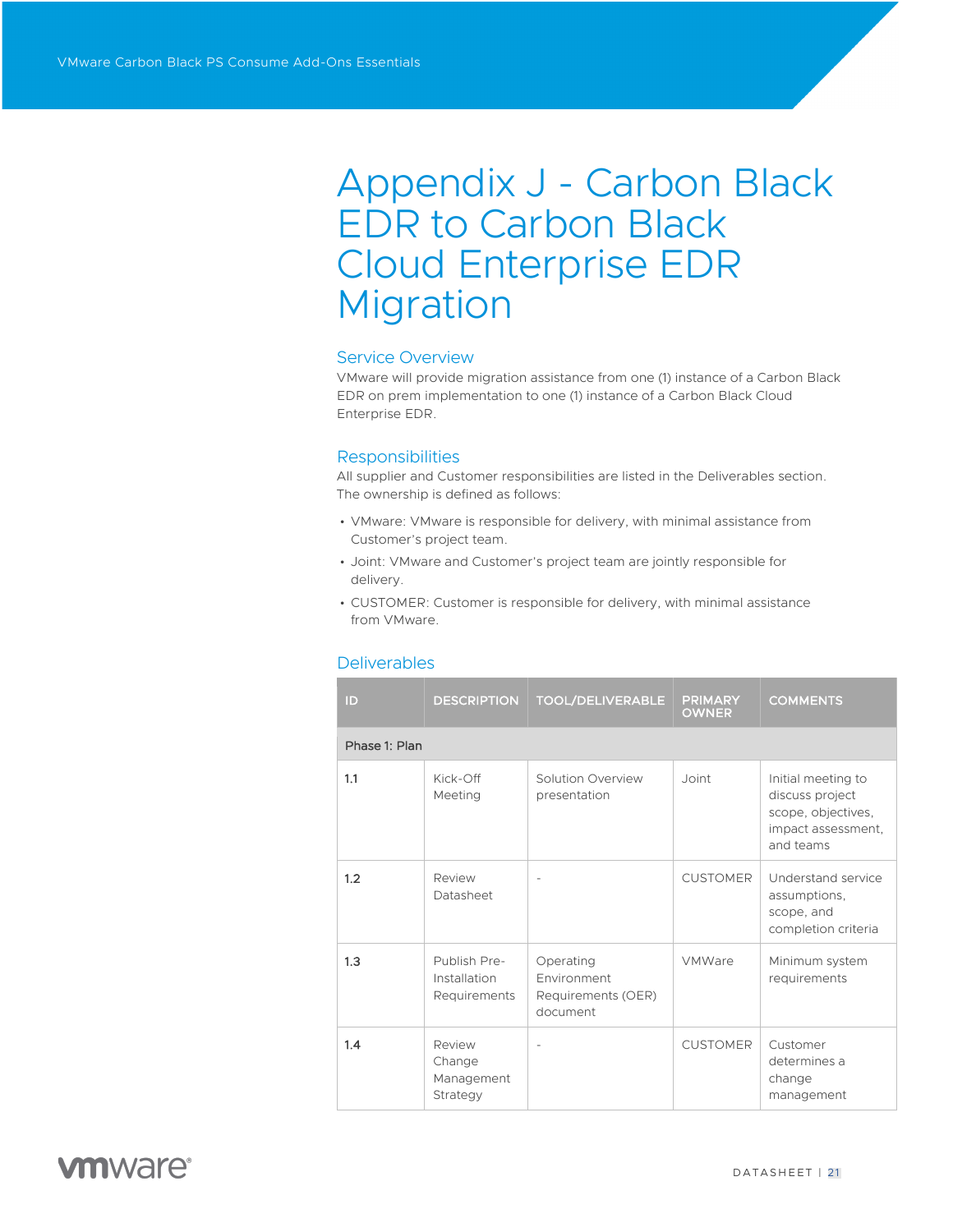# Appendix J - Carbon Black EDR to Carbon Black Cloud Enterprise EDR Migration

## Service Overview

VMware will provide migration assistance from one (1) instance of a Carbon Black EDR on prem implementation to one (1) instance of a Carbon Black Cloud Enterprise EDR.

## Responsibilities

All supplier and Customer responsibilities are listed in the Deliverables section. The ownership is defined as follows:

- VMware: VMware is responsible for delivery, with minimal assistance from Customer's project team.
- Joint: VMware and Customer's project team are jointly responsible for delivery.
- CUSTOMER: Customer is responsible for delivery, with minimal assistance from VMware.

## Deliverables

| ID | DESCRIPTION | TOOL/DELIVERABLE | PRIMARY OWNER | COMMENTS |
|---|---|---|---|---|
| Phase 1: Plan | | | | |
| 1.1 | Kick-Off Meeting | Solution Overview presentation | Joint | Initial meeting to discuss project scope, objectives, impact assessment, and teams |
| 1.2 | Review Datasheet | - | CUSTOMER | Understand service assumptions, scope, and completion criteria |
| 1.3 | Publish Pre-Installation Requirements | Operating Environment Requirements (OER) document | VMWare | Minimum system requirements |
| 1.4 | Review Change Management Strategy | - | CUSTOMER | Customer determines a change management |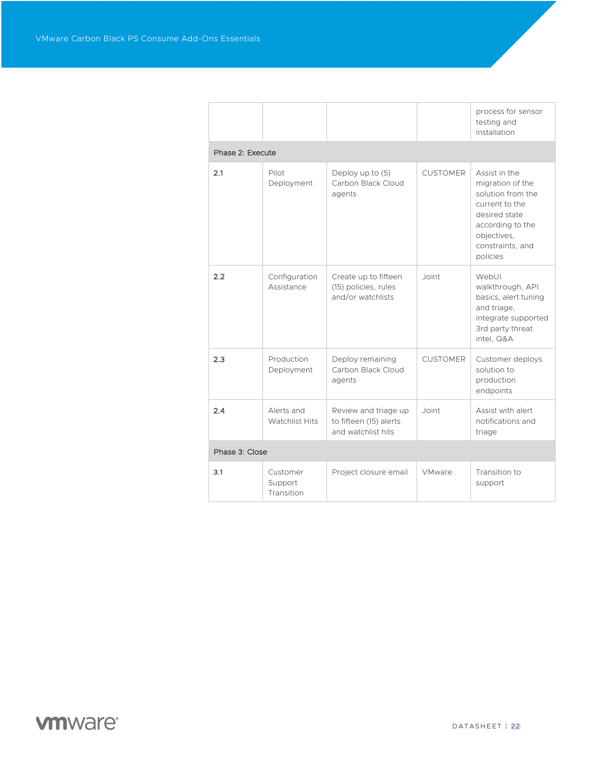| | | | | |
|---|---|---|---|---|
| | | | | process for sensor testing and installation |
| **Phase 2: Execute** | | | | |
| 2.1 | Pilot Deployment | Deploy up to (5) Carbon Black Cloud agents | CUSTOMER | Assist in the migration of the solution from the current to the desired state according to the objectives, constraints, and policies |
| 2.2 | Configuration Assistance | Create up to fifteen (15) policies, rules and/or watchlists | Joint | WebUI walkthrough, API basics, alert tuning and triage, integrate supported 3rd party threat intel, Q&A |
| 2.3 | Production Deployment | Deploy remaining Carbon Black Cloud agents | CUSTOMER | Customer deploys solution to production endpoints |
| 2.4 | Alerts and Watchlist Hits | Review and triage up to fifteen (15) alerts and watchlist hits | Joint | Assist with alert notifications and triage |
| **Phase 3: Close** | | | | |
| 3.1 | Customer Support Transition | Project closure email | VMware | Transition to support |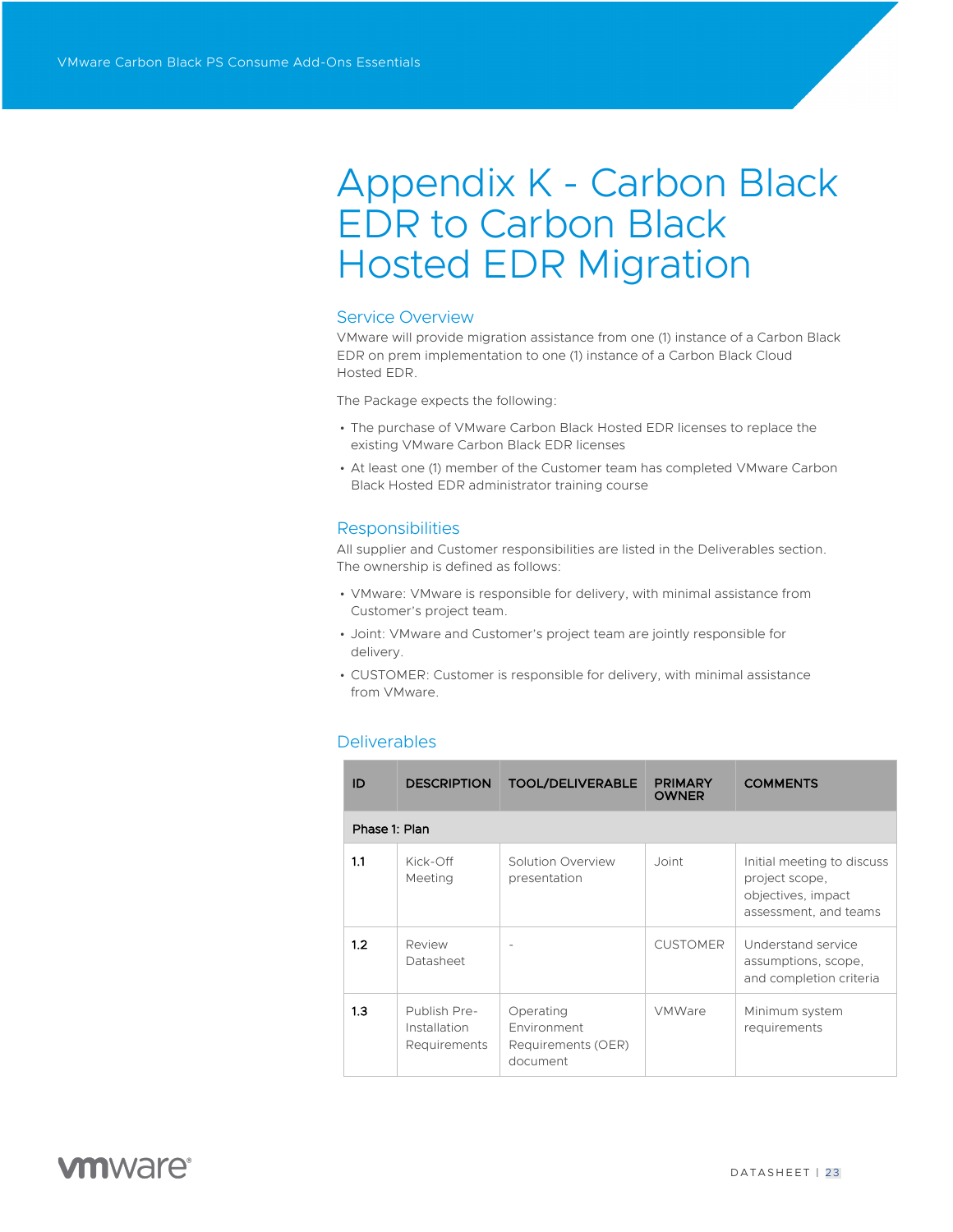# Appendix K - Carbon Black EDR to Carbon Black Hosted EDR Migration

## Service Overview

VMware will provide migration assistance from one (1) instance of a Carbon Black EDR on prem implementation to one (1) instance of a Carbon Black Cloud Hosted EDR.

The Package expects the following:

- The purchase of VMware Carbon Black Hosted EDR licenses to replace the existing VMware Carbon Black EDR licenses
- At least one (1) member of the Customer team has completed VMware Carbon Black Hosted EDR administrator training course

## Responsibilities

All supplier and Customer responsibilities are listed in the Deliverables section. The ownership is defined as follows:

- VMware: VMware is responsible for delivery, with minimal assistance from Customer's project team.
- Joint: VMware and Customer's project team are jointly responsible for delivery.
- CUSTOMER: Customer is responsible for delivery, with minimal assistance from VMware.

## Deliverables

| ID | DESCRIPTION | TOOL/DELIVERABLE | PRIMARY OWNER | COMMENTS |
|---|---|---|---|---|
| **Phase 1: Plan** | | | | |
| 1.1 | Kick-Off Meeting | Solution Overview presentation | Joint | Initial meeting to discuss project scope, objectives, impact assessment, and teams |
| 1.2 | Review Datasheet | - | CUSTOMER | Understand service assumptions, scope, and completion criteria |
| 1.3 | Publish Pre-Installation Requirements | Operating Environment Requirements (OER) document | VMWare | Minimum system requirements |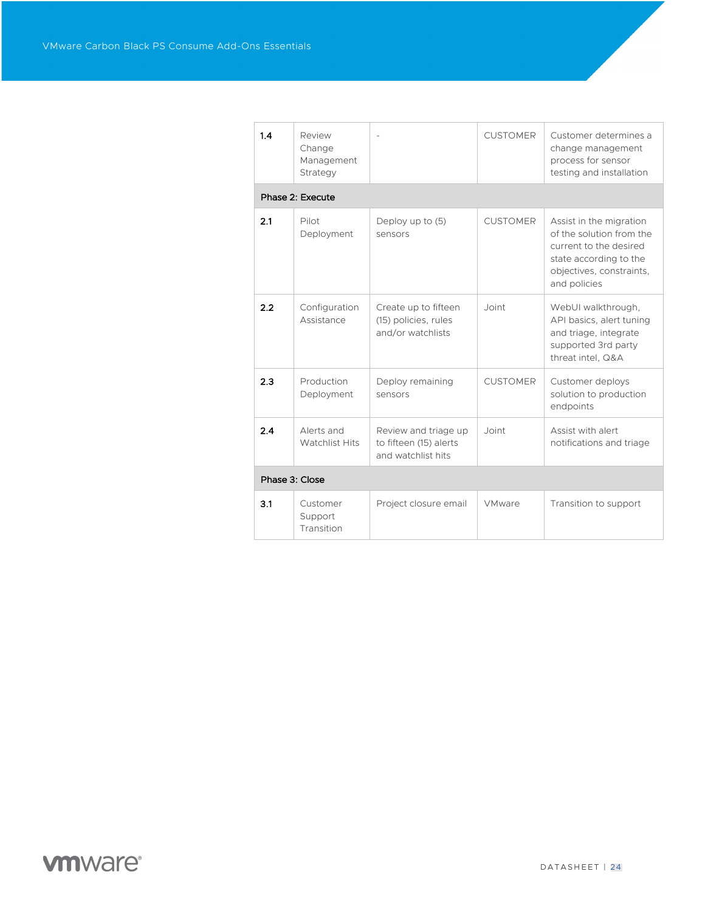| | | | | |
|---|---|---|---|---|
| 1.4 | Review Change Management Strategy | - | CUSTOMER | Customer determines a change management process for sensor testing and installation |
| **Phase 2: Execute** | | | | |
| 2.1 | Pilot Deployment | Deploy up to (5) sensors | CUSTOMER | Assist in the migration of the solution from the current to the desired state according to the objectives, constraints, and policies |
| 2.2 | Configuration Assistance | Create up to fifteen (15) policies, rules and/or watchlists | Joint | WebUI walkthrough, API basics, alert tuning and triage, integrate supported 3rd party threat intel, Q&A |
| 2.3 | Production Deployment | Deploy remaining sensors | CUSTOMER | Customer deploys solution to production endpoints |
| 2.4 | Alerts and Watchlist Hits | Review and triage up to fifteen (15) alerts and watchlist hits | Joint | Assist with alert notifications and triage |
| **Phase 3: Close** | | | | |
| 3.1 | Customer Support Transition | Project closure email | VMware | Transition to support |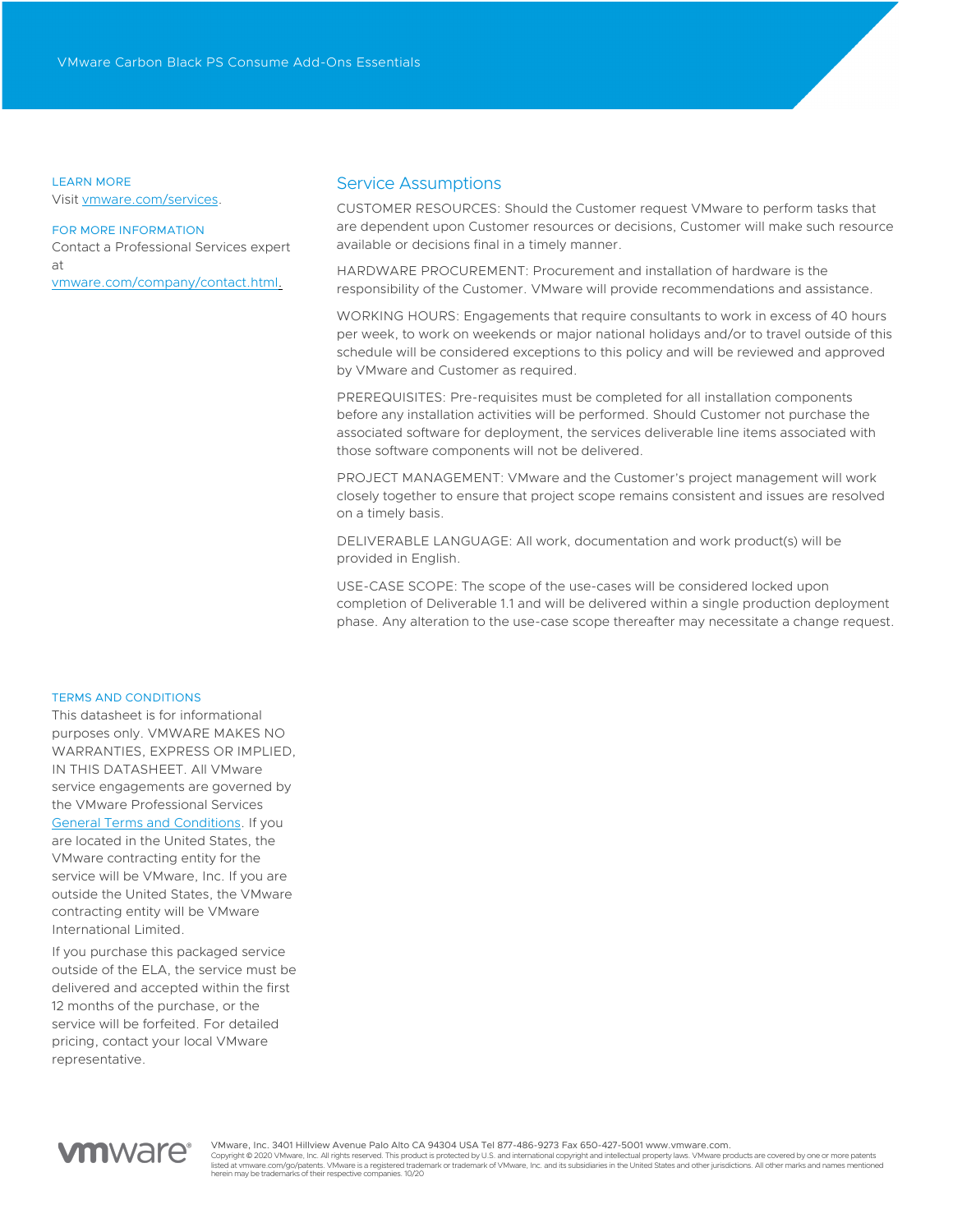## Service Assumptions

CUSTOMER RESOURCES: Should the Customer request VMware to perform tasks that are dependent upon Customer resources or decisions, Customer will make such resource available or decisions final in a timely manner.

HARDWARE PROCUREMENT: Procurement and installation of hardware is the responsibility of the Customer. VMware will provide recommendations and assistance.

WORKING HOURS: Engagements that require consultants to work in excess of 40 hours per week, to work on weekends or major national holidays and/or to travel outside of this schedule will be considered exceptions to this policy and will be reviewed and approved by VMware and Customer as required.

PREREQUISITES: Pre-requisites must be completed for all installation components before any installation activities will be performed. Should Customer not purchase the associated software for deployment, the services deliverable line items associated with those software components will not be delivered.

PROJECT MANAGEMENT: VMware and the Customer's project management will work closely together to ensure that project scope remains consistent and issues are resolved on a timely basis.

DELIVERABLE LANGUAGE: All work, documentation and work product(s) will be provided in English.

USE-CASE SCOPE: The scope of the use-cases will be considered locked upon completion of Deliverable 1.1 and will be delivered within a single production deployment phase. Any alteration to the use-case scope thereafter may necessitate a change request.

LEARN MORE

Visit vmware.com/services.

FOR MORE INFORMATION

Contact a Professional Services expert at vmware.com/company/contact.html.

TERMS AND CONDITIONS

This datasheet is for informational purposes only. VMWARE MAKES NO WARRANTIES, EXPRESS OR IMPLIED, IN THIS DATASHEET. All VMware service engagements are governed by the VMware Professional Services General Terms and Conditions. If you are located in the United States, the VMware contracting entity for the service will be VMware, Inc. If you are outside the United States, the VMware contracting entity will be VMware International Limited.

If you purchase this packaged service outside of the ELA, the service must be delivered and accepted within the first 12 months of the purchase, or the service will be forfeited. For detailed pricing, contact your local VMware representative.

VMware, Inc. 3401 Hillview Avenue Palo Alto CA 94304 USA Tel 877-486-9273 Fax 650-427-5001 www.vmware.com.
Copyright © 2020 VMware, Inc. All rights reserved. This product is protected by U.S. and international copyright and intellectual property laws. VMware products are covered by one or more patents listed at vmware.com/go/patents. VMware is a registered trademark or trademark of VMware, Inc. and its subsidiaries in the United States and other jurisdictions. All other marks and names mentioned herein may be trademarks of their respective companies. 10/20